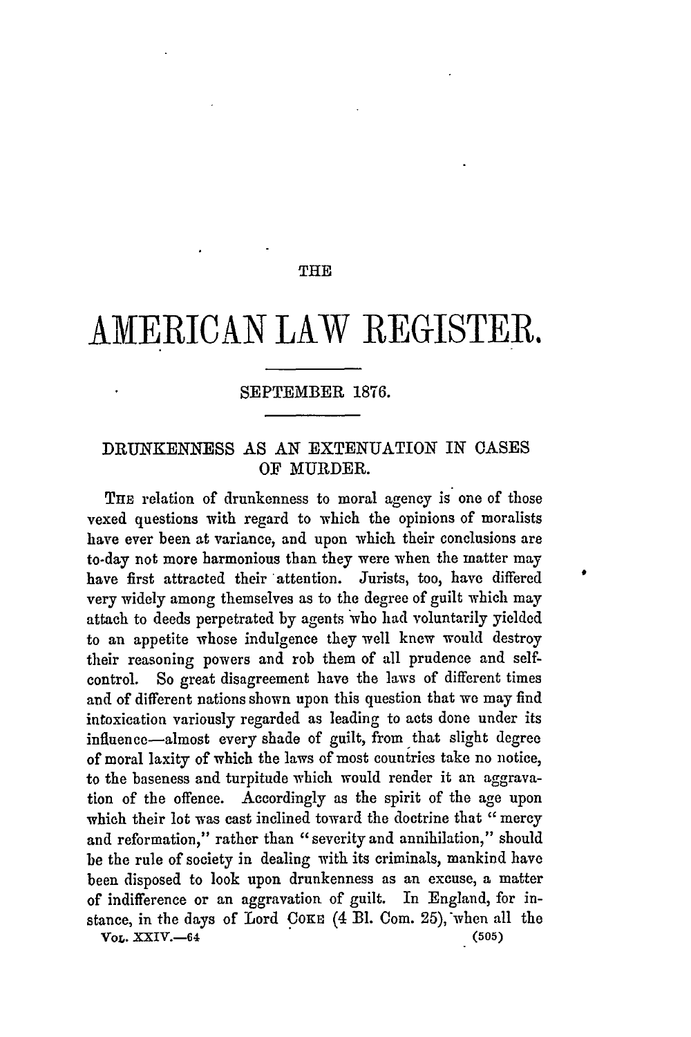THE

# AMERICAN LAW REGISTER.

SEPTEMBER 1876.

## DRUNKENNESS AS AN EXTENUATION IN CASES OF MURDER.

THE relation of drunkenness to moral agency is one of those vexed questions with regard to which the opinions of moralists have ever been at variance, and upon which their conclusions are to-day not more harmonious than they were when the matter may have first attracted their attention. Jurists, too, have differed very widely among themselves as to the degree of guilt which may attach to deeds perpetrated by agents who had voluntarily yielded to an appetite whose indulgence they well knew would destroy their reasoning powers and rob them of all prudence and self-control. So great disagreement have the laws of different times and of different nations shown upon this question that we may find intoxication variously regarded as leading to acts done under its influence—almost every shade of guilt, from that slight degree of moral laxity of which the laws of most countries take no notice, to the baseness and turpitude which would render it an aggravation of the offence. Accordingly as the spirit of the age upon which their lot was cast inclined toward the doctrine that "mercy and reformation," rather than "severity and annihilation," should be the rule of society in dealing with its criminals, mankind have been disposed to look upon drunkenness as an excuse, a matter of indifference or an aggravation of guilt. In England, for instance, in the days of Lord COKE (4 Bl. Com. 25), when all the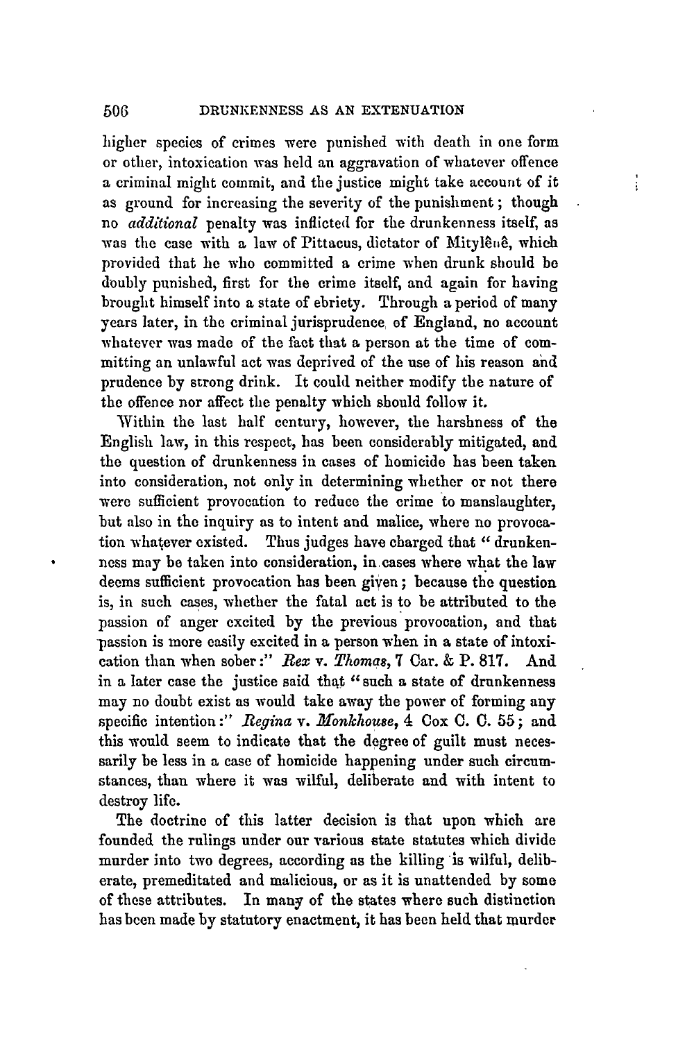higher species of crimes were punished with death in one form or other, intoxication was held an aggravation of whatever offence a criminal might commit, and the justice might take account of it as ground for increasing the severity of the punishment; though no *additional* penalty was inflicted for the drunkenness itself, as was the case with a law of Pittacus, dictator of Mitylênê, which provided that he who committed a crime when drunk should be doubly punished, first for the crime itself, and again for having brought himself into a state of ebriety. Through a period of many years later, in the criminal jurisprudence of England, no account whatever was made of the fact that a person at the time of committing an unlawful act was deprived of the use of his reason and prudence by strong drink. It could neither modify the nature of the offence nor affect the penalty which should follow it.

Within the last half century, however, the harshness of the English law, in this respect, has been considerably mitigated, and the question of drunkenness in cases of homicide has been taken into consideration, not only in determining whether or not there were sufficient provocation to reduce the crime to manslaughter, but also in the inquiry as to intent and malice, where no provocation whatever existed. Thus judges have charged that "drunkenness may be taken into consideration, in cases where what the law deems sufficient provocation has been given; because the question is, in such cases, whether the fatal act is to be attributed to the passion of anger excited by the previous provocation, and that passion is more easily excited in a person when in a state of intoxication than when sober:" *Rex* v. *Thomas*, 7 Car. & P. 817. And in a later case the justice said that "such a state of drunkenness may no doubt exist as would take away the power of forming any specific intention:" *Regina* v. *Monkhouse*, 4 Cox C. C. 55; and this would seem to indicate that the degree of guilt must necessarily be less in a case of homicide happening under such circumstances, than where it was wilful, deliberate and with intent to destroy life.

The doctrine of this latter decision is that upon which are founded the rulings under our various state statutes which divide murder into two degrees, according as the killing is wilful, deliberate, premeditated and malicious, or as it is unattended by some of these attributes. In many of the states where such distinction has been made by statutory enactment, it has been held that murder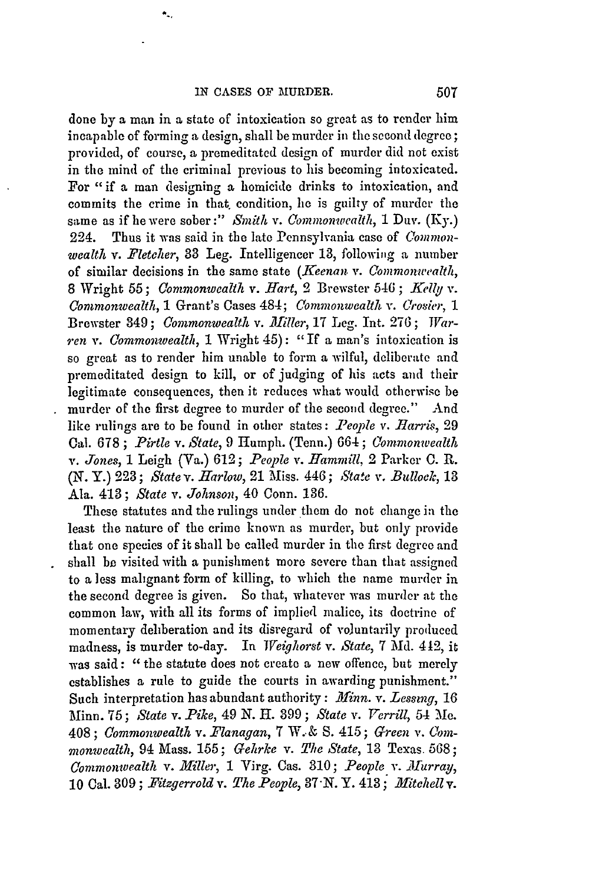done by a man in a state of intoxication so great as to render him incapable of forming a design, shall be murder in the second degree; provided, of course, a premeditated design of murder did not exist in the mind of the criminal previous to his becoming intoxicated. For "if a man designing a homicide drinks to intoxication, and commits the crime in that condition, he is guilty of murder the same as if he were sober:" *Smith* v. *Commonwealth*, 1 Duv. (Ky.) 224. Thus it was said in the late Pennsylvania case of *Commonwealth* v. *Fletcher*, 33 Leg. Intelligencer 13, following a number of similar decisions in the same state (*Keenan* v. *Commonwealth*, 8 Wright 55; *Commonwealth* v. *Hart*, 2 Brewster 546; *Kelly* v. *Commonwealth*, 1 Grant's Cases 484; *Commonwealth* v. *Crosier*, 1 Brewster 349; *Commonwealth* v. *Miller*, 17 Leg. Int. 276; *Warren* v. *Commonwealth*, 1 Wright 45): "If a man's intoxication is so great as to render him unable to form a wilful, deliberate and premeditated design to kill, or of judging of his acts and their legitimate consequences, then it reduces what would otherwise be murder of the first degree to murder of the second degree." And like rulings are to be found in other states: *People* v. *Harris*, 29 Cal. 678; *Pirtle* v. *State*, 9 Humph. (Tenn.) 664; *Commonwealth* v. *Jones*, 1 Leigh (Va.) 612; *People* v. *Hammill*, 2 Parker C. R. (N. Y.) 223; *State* v. *Harlow*, 21 Miss. 446; *State* v. *Bullock*, 13 Ala. 413; *State* v. *Johnson*, 40 Conn. 136.

These statutes and the rulings under them do not change in the least the nature of the crime known as murder, but only provide that one species of it shall be called murder in the first degree and shall be visited with a punishment more severe than that assigned to a less malignant form of killing, to which the name murder in the second degree is given. So that, whatever was murder at the common law, with all its forms of implied malice, its doctrine of momentary deliberation and its disregard of voluntarily produced madness, is murder to-day. In *Weighorst* v. *State*, 7 Md. 442, it was said: "the statute does not create a new offence, but merely establishes a rule to guide the courts in awarding punishment." Such interpretation has abundant authority: *Minn.* v. *Lessing*, 16 Minn. 75; *State* v. *Pike*, 49 N. H. 399; *State* v. *Verrill*, 54 Me. 408; *Commonwealth* v. *Flanagan*, 7 W. & S. 415; *Green* v. *Commonwealth*, 94 Mass. 155; *Gehrke* v. *The State*, 13 Texas 568; *Commonwealth* v. *Miller*, 1 Virg. Cas. 310; *People* v. *Murray*, 10 Cal. 309; *Fitzgerrold* v. *The People*, 37 N. Y. 413; *Mitchell* v.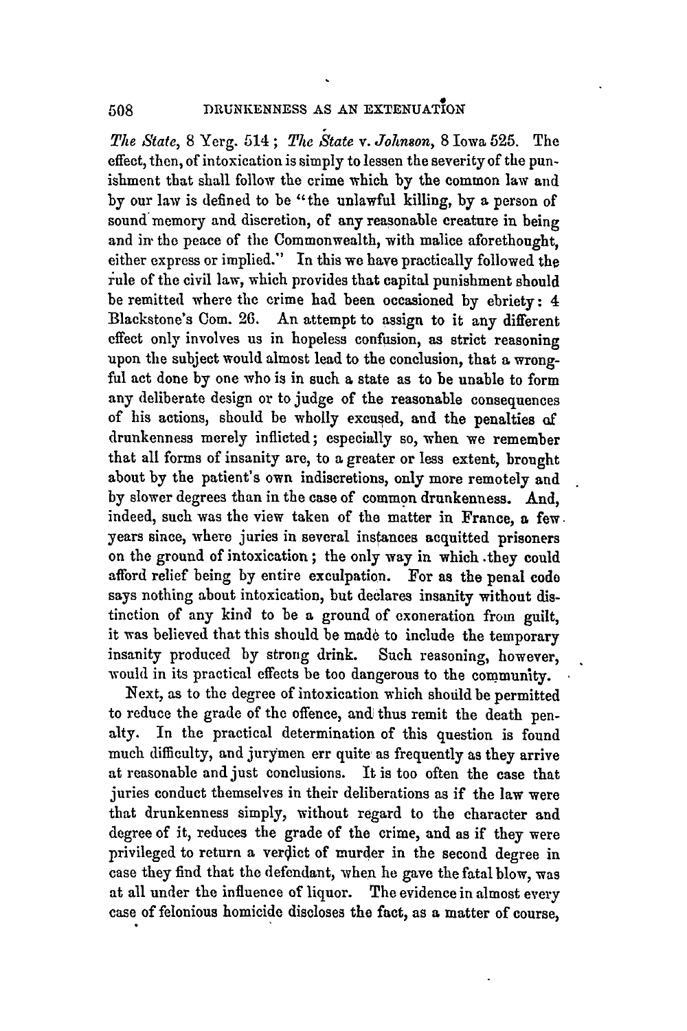*The State*, 8 Yerg. 514; *The State* v. *Johnson*, 8 Iowa 525. The effect, then, of intoxication is simply to lessen the severity of the punishment that shall follow the crime which by the common law and by our law is defined to be "the unlawful killing, by a person of sound memory and discretion, of any reasonable creature in being and in the peace of the Commonwealth, with malice aforethought, either express or implied." In this we have practically followed the rule of the civil law, which provides that capital punishment should be remitted where the crime had been occasioned by ebriety: 4 Blackstone's Com. 26. An attempt to assign to it any different effect only involves us in hopeless confusion, as strict reasoning upon the subject would almost lead to the conclusion, that a wrongful act done by one who is in such a state as to be unable to form any deliberate design or to judge of the reasonable consequences of his actions, should be wholly excused, and the penalties of drunkenness merely inflicted; especially so, when we remember that all forms of insanity are, to a greater or less extent, brought about by the patient's own indiscretions, only more remotely and by slower degrees than in the case of common drunkenness. And, indeed, such was the view taken of the matter in France, a few years since, where juries in several instances acquitted prisoners on the ground of intoxication; the only way in which they could afford relief being by entire exculpation. For as the penal code says nothing about intoxication, but declares insanity without distinction of any kind to be a ground of exoneration from guilt, it was believed that this should be made to include the temporary insanity produced by strong drink. Such reasoning, however, would in its practical effects be too dangerous to the community.

Next, as to the degree of intoxication which should be permitted to reduce the grade of the offence, and thus remit the death penalty. In the practical determination of this question is found much difficulty, and jurymen err quite as frequently as they arrive at reasonable and just conclusions. It is too often the case that juries conduct themselves in their deliberations as if the law were that drunkenness simply, without regard to the character and degree of it, reduces the grade of the crime, and as if they were privileged to return a verdict of murder in the second degree in case they find that the defendant, when he gave the fatal blow, was at all under the influence of liquor. The evidence in almost every case of felonious homicide discloses the fact, as a matter of course,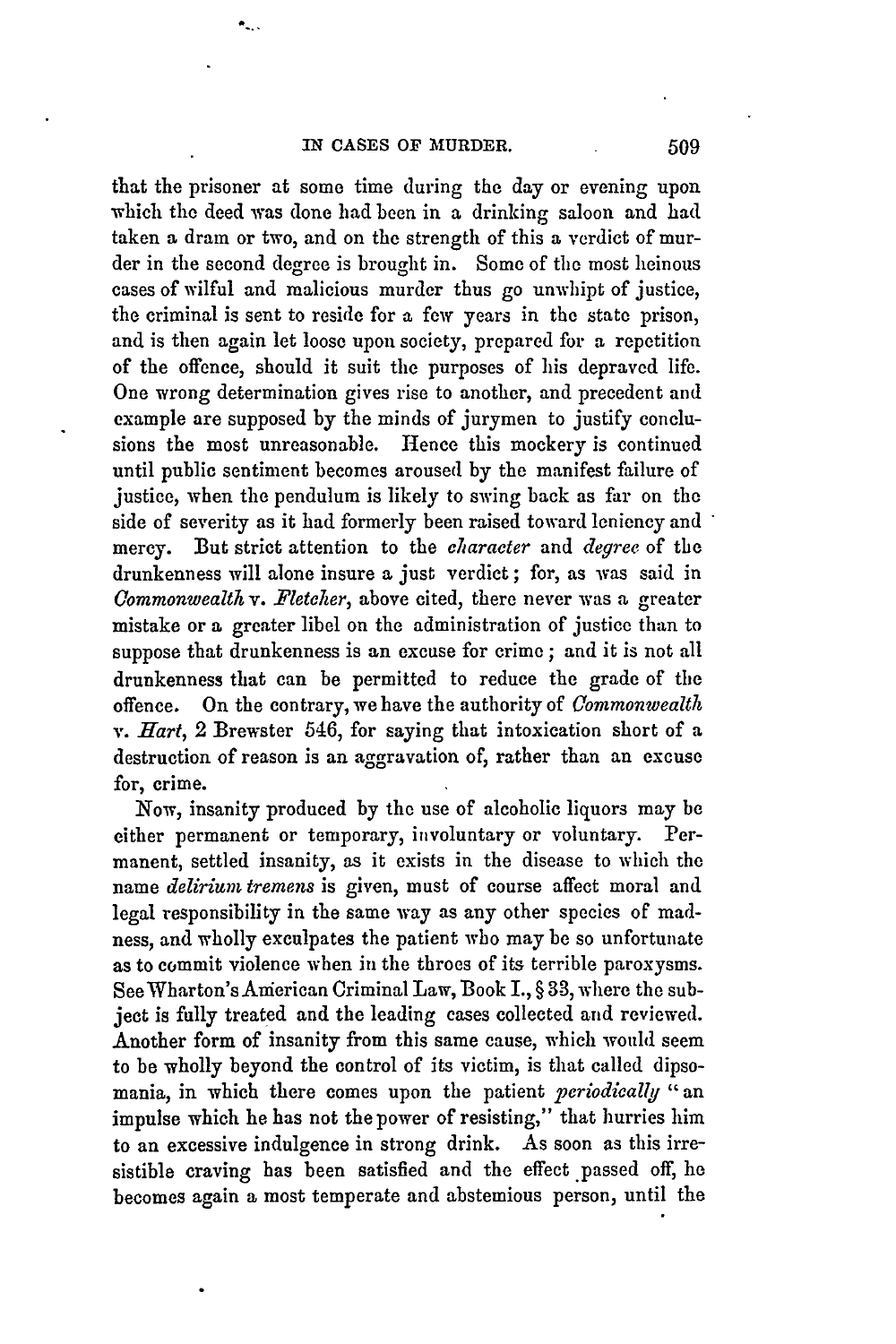that the prisoner at some time during the day or evening upon which the deed was done had been in a drinking saloon and had taken a dram or two, and on the strength of this a verdict of murder in the second degree is brought in. Some of the most heinous cases of wilful and malicious murder thus go unwhipt of justice, the criminal is sent to reside for a few years in the state prison, and is then again let loose upon society, prepared for a repetition of the offence, should it suit the purposes of his depraved life. One wrong determination gives rise to another, and precedent and example are supposed by the minds of jurymen to justify conclusions the most unreasonable. Hence this mockery is continued until public sentiment becomes aroused by the manifest failure of justice, when the pendulum is likely to swing back as far on the side of severity as it had formerly been raised toward leniency and mercy. But strict attention to the *character* and *degree* of the drunkenness will alone insure a just verdict; for, as was said in *Commonwealth* v. *Fletcher*, above cited, there never was a greater mistake or a greater libel on the administration of justice than to suppose that drunkenness is an excuse for crime; and it is not all drunkenness that can be permitted to reduce the grade of the offence. On the contrary, we have the authority of *Commonwealth* v. *Hart*, 2 Brewster 546, for saying that intoxication short of a destruction of reason is an aggravation of, rather than an excuse for, crime.

Now, insanity produced by the use of alcoholic liquors may be either permanent or temporary, involuntary or voluntary. Permanent, settled insanity, as it exists in the disease to which the name *delirium tremens* is given, must of course affect moral and legal responsibility in the same way as any other species of madness, and wholly exculpates the patient who may be so unfortunate as to commit violence when in the throes of its terrible paroxysms. See Wharton's American Criminal Law, Book I., § 33, where the subject is fully treated and the leading cases collected and reviewed. Another form of insanity from this same cause, which would seem to be wholly beyond the control of its victim, is that called dipsomania, in which there comes upon the patient *periodically* "an impulse which he has not the power of resisting," that hurries him to an excessive indulgence in strong drink. As soon as this irresistible craving has been satisfied and the effect passed off, he becomes again a most temperate and abstemious person, until the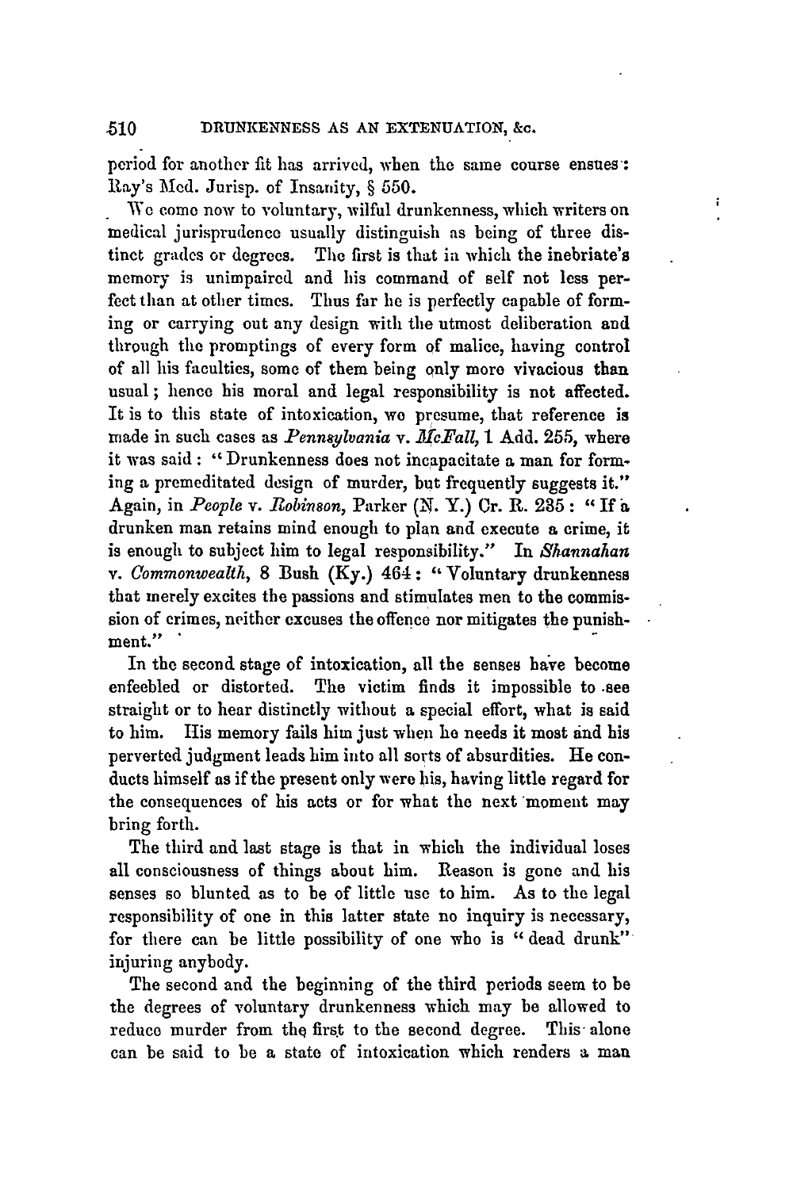period for another fit has arrived, when the same course ensues: Ray's Med. Jurisp. of Insanity, § 550.

We come now to voluntary, wilful drunkenness, which writers on medical jurisprudence usually distinguish as being of three distinct grades or degrees. The first is that in which the inebriate's memory is unimpaired and his command of self not less perfect than at other times. Thus far he is perfectly capable of forming or carrying out any design with the utmost deliberation and through the promptings of every form of malice, having control of all his faculties, some of them being only more vivacious than usual; hence his moral and legal responsibility is not affected. It is to this state of intoxication, we presume, that reference is made in such cases as *Pennsylvania* v. *McFall*, 1 Add. 255, where it was said: "Drunkenness does not incapacitate a man for forming a premeditated design of murder, but frequently suggests it." Again, in *People* v. *Robinson*, Parker (N. Y.) Cr. R. 235: "If a drunken man retains mind enough to plan and execute a crime, it is enough to subject him to legal responsibility." In *Shannahan* v. *Commonwealth*, 8 Bush (Ky.) 464: "Voluntary drunkenness that merely excites the passions and stimulates men to the commission of crimes, neither excuses the offence nor mitigates the punishment."

In the second stage of intoxication, all the senses have become enfeebled or distorted. The victim finds it impossible to see straight or to hear distinctly without a special effort, what is said to him. His memory fails him just when he needs it most and his perverted judgment leads him into all sorts of absurdities. He conducts himself as if the present only were his, having little regard for the consequences of his acts or for what the next moment may bring forth.

The third and last stage is that in which the individual loses all consciousness of things about him. Reason is gone and his senses so blunted as to be of little use to him. As to the legal responsibility of one in this latter state no inquiry is necessary, for there can be little possibility of one who is "dead drunk" injuring anybody.

The second and the beginning of the third periods seem to be the degrees of voluntary drunkenness which may be allowed to reduce murder from the first to the second degree. This alone can be said to be a state of intoxication which renders a man